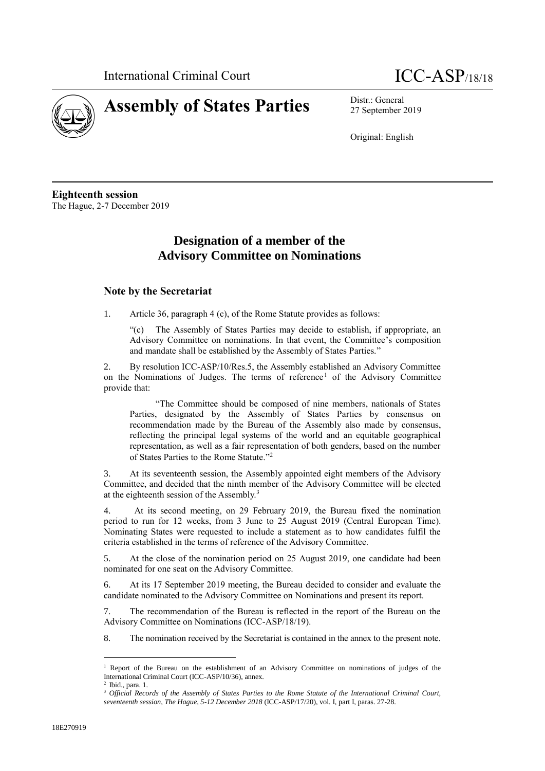International Criminal Court

ICC-ASP/18/18

# Assembly of States Parties

Distr.: General
27 September 2019

Original: English

**Eighteenth session**
The Hague, 2-7 December 2019

## Designation of a member of the Advisory Committee on Nominations

### Note by the Secretariat

1. Article 36, paragraph 4 (c), of the Rome Statute provides as follows:

> "(c) The Assembly of States Parties may decide to establish, if appropriate, an Advisory Committee on nominations. In that event, the Committee's composition and mandate shall be established by the Assembly of States Parties."

2. By resolution ICC-ASP/10/Res.5, the Assembly established an Advisory Committee on the Nominations of Judges. The terms of reference[1] of the Advisory Committee provide that:

> "The Committee should be composed of nine members, nationals of States Parties, designated by the Assembly of States Parties by consensus on recommendation made by the Bureau of the Assembly also made by consensus, reflecting the principal legal systems of the world and an equitable geographical representation, as well as a fair representation of both genders, based on the number of States Parties to the Rome Statute."[2]

3. At its seventeenth session, the Assembly appointed eight members of the Advisory Committee, and decided that the ninth member of the Advisory Committee will be elected at the eighteenth session of the Assembly.[3]

4. At its second meeting, on 29 February 2019, the Bureau fixed the nomination period to run for 12 weeks, from 3 June to 25 August 2019 (Central European Time). Nominating States were requested to include a statement as to how candidates fulfil the criteria established in the terms of reference of the Advisory Committee.

5. At the close of the nomination period on 25 August 2019, one candidate had been nominated for one seat on the Advisory Committee.

6. At its 17 September 2019 meeting, the Bureau decided to consider and evaluate the candidate nominated to the Advisory Committee on Nominations and present its report.

7. The recommendation of the Bureau is reflected in the report of the Bureau on the Advisory Committee on Nominations (ICC-ASP/18/19).

8. The nomination received by the Secretariat is contained in the annex to the present note.

---

[1] Report of the Bureau on the establishment of an Advisory Committee on nominations of judges of the International Criminal Court (ICC-ASP/10/36), annex.

[2] Ibid., para. 1.

[3] *Official Records of the Assembly of States Parties to the Rome Statute of the International Criminal Court, seventeenth session, The Hague, 5-12 December 2018* (ICC-ASP/17/20), vol. I, part I, paras. 27-28.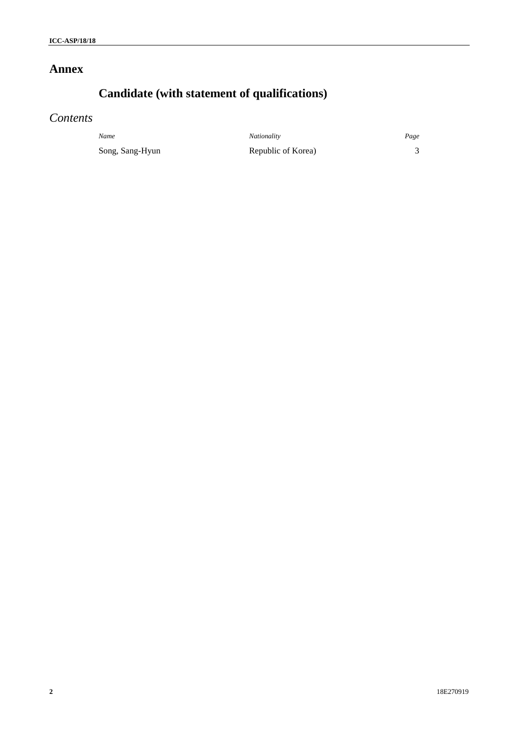# Annex

## Candidate (with statement of qualifications)

### *Contents*

| *Name* | *Nationality* | *Page* |
|---|---|---|
| Song, Sang-Hyun | Republic of Korea) | 3 |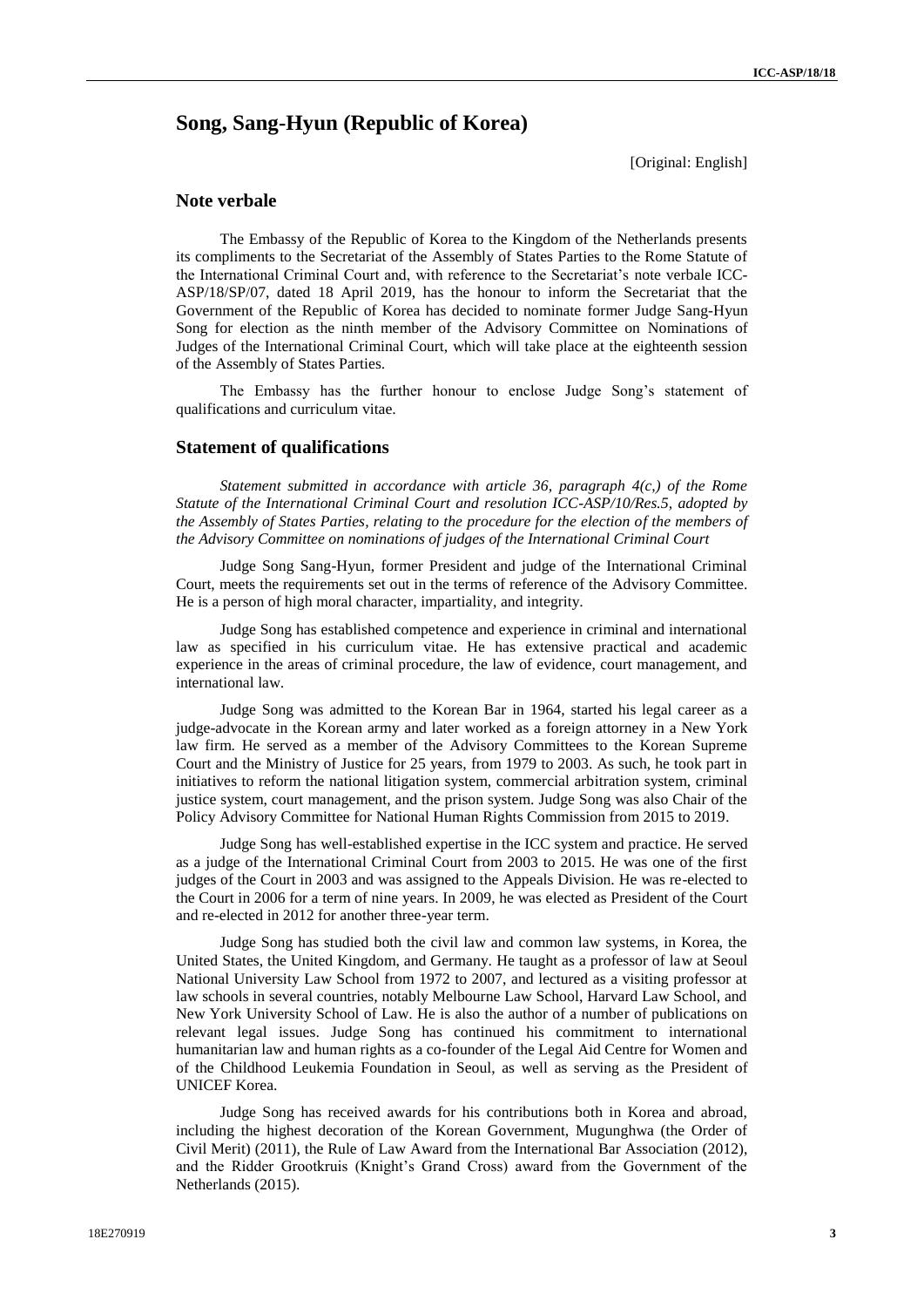## Song, Sang-Hyun (Republic of Korea)

[Original: English]

### Note verbale

The Embassy of the Republic of Korea to the Kingdom of the Netherlands presents its compliments to the Secretariat of the Assembly of States Parties to the Rome Statute of the International Criminal Court and, with reference to the Secretariat's note verbale ICC-ASP/18/SP/07, dated 18 April 2019, has the honour to inform the Secretariat that the Government of the Republic of Korea has decided to nominate former Judge Sang-Hyun Song for election as the ninth member of the Advisory Committee on Nominations of Judges of the International Criminal Court, which will take place at the eighteenth session of the Assembly of States Parties.

The Embassy has the further honour to enclose Judge Song's statement of qualifications and curriculum vitae.

### Statement of qualifications

*Statement submitted in accordance with article 36, paragraph 4(c,) of the Rome Statute of the International Criminal Court and resolution ICC-ASP/10/Res.5, adopted by the Assembly of States Parties, relating to the procedure for the election of the members of the Advisory Committee on nominations of judges of the International Criminal Court*

Judge Song Sang-Hyun, former President and judge of the International Criminal Court, meets the requirements set out in the terms of reference of the Advisory Committee. He is a person of high moral character, impartiality, and integrity.

Judge Song has established competence and experience in criminal and international law as specified in his curriculum vitae. He has extensive practical and academic experience in the areas of criminal procedure, the law of evidence, court management, and international law.

Judge Song was admitted to the Korean Bar in 1964, started his legal career as a judge-advocate in the Korean army and later worked as a foreign attorney in a New York law firm. He served as a member of the Advisory Committees to the Korean Supreme Court and the Ministry of Justice for 25 years, from 1979 to 2003. As such, he took part in initiatives to reform the national litigation system, commercial arbitration system, criminal justice system, court management, and the prison system. Judge Song was also Chair of the Policy Advisory Committee for National Human Rights Commission from 2015 to 2019.

Judge Song has well-established expertise in the ICC system and practice. He served as a judge of the International Criminal Court from 2003 to 2015. He was one of the first judges of the Court in 2003 and was assigned to the Appeals Division. He was re-elected to the Court in 2006 for a term of nine years. In 2009, he was elected as President of the Court and re-elected in 2012 for another three-year term.

Judge Song has studied both the civil law and common law systems, in Korea, the United States, the United Kingdom, and Germany. He taught as a professor of law at Seoul National University Law School from 1972 to 2007, and lectured as a visiting professor at law schools in several countries, notably Melbourne Law School, Harvard Law School, and New York University School of Law. He is also the author of a number of publications on relevant legal issues. Judge Song has continued his commitment to international humanitarian law and human rights as a co-founder of the Legal Aid Centre for Women and of the Childhood Leukemia Foundation in Seoul, as well as serving as the President of UNICEF Korea.

Judge Song has received awards for his contributions both in Korea and abroad, including the highest decoration of the Korean Government, Mugunghwa (the Order of Civil Merit) (2011), the Rule of Law Award from the International Bar Association (2012), and the Ridder Grootkruis (Knight's Grand Cross) award from the Government of the Netherlands (2015).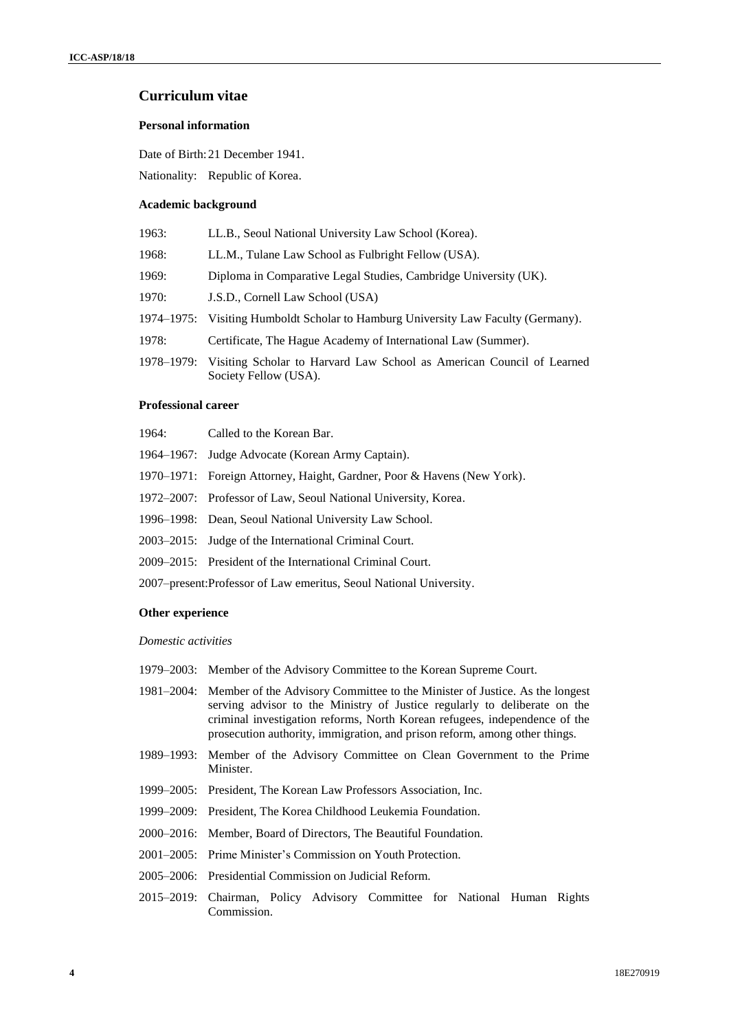## Curriculum vitae

### Personal information

Date of Birth: 21 December 1941.

Nationality: Republic of Korea.

### Academic background

1963: LL.B., Seoul National University Law School (Korea).

1968: LL.M., Tulane Law School as Fulbright Fellow (USA).

1969: Diploma in Comparative Legal Studies, Cambridge University (UK).

1970: J.S.D., Cornell Law School (USA)

1974–1975: Visiting Humboldt Scholar to Hamburg University Law Faculty (Germany).

1978: Certificate, The Hague Academy of International Law (Summer).

1978–1979: Visiting Scholar to Harvard Law School as American Council of Learned Society Fellow (USA).

### Professional career

1964: Called to the Korean Bar.

1964–1967: Judge Advocate (Korean Army Captain).

1970–1971: Foreign Attorney, Haight, Gardner, Poor & Havens (New York).

1972–2007: Professor of Law, Seoul National University, Korea.

1996–1998: Dean, Seoul National University Law School.

2003–2015: Judge of the International Criminal Court.

2009–2015: President of the International Criminal Court.

2007–present: Professor of Law emeritus, Seoul National University.

### Other experience

*Domestic activities*

1979–2003: Member of the Advisory Committee to the Korean Supreme Court.

1981–2004: Member of the Advisory Committee to the Minister of Justice. As the longest serving advisor to the Ministry of Justice regularly to deliberate on the criminal investigation reforms, North Korean refugees, independence of the prosecution authority, immigration, and prison reform, among other things.

1989–1993: Member of the Advisory Committee on Clean Government to the Prime Minister.

1999–2005: President, The Korean Law Professors Association, Inc.

1999–2009: President, The Korea Childhood Leukemia Foundation.

2000–2016: Member, Board of Directors, The Beautiful Foundation.

2001–2005: Prime Minister's Commission on Youth Protection.

2005–2006: Presidential Commission on Judicial Reform.

2015–2019: Chairman, Policy Advisory Committee for National Human Rights Commission.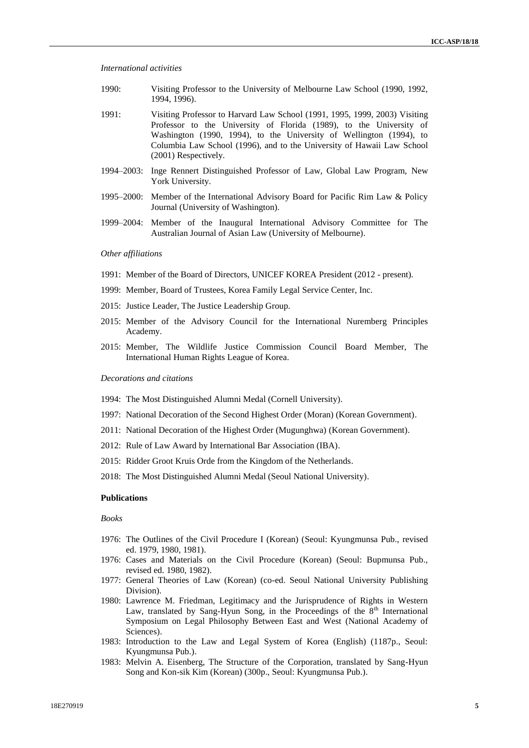*International activities*

1990: Visiting Professor to the University of Melbourne Law School (1990, 1992, 1994, 1996).

1991: Visiting Professor to Harvard Law School (1991, 1995, 1999, 2003) Visiting Professor to the University of Florida (1989), to the University of Washington (1990, 1994), to the University of Wellington (1994), to Columbia Law School (1996), and to the University of Hawaii Law School (2001) Respectively.

1994–2003: Inge Rennert Distinguished Professor of Law, Global Law Program, New York University.

1995–2000: Member of the International Advisory Board for Pacific Rim Law & Policy Journal (University of Washington).

1999–2004: Member of the Inaugural International Advisory Committee for The Australian Journal of Asian Law (University of Melbourne).

*Other affiliations*

1991: Member of the Board of Directors, UNICEF KOREA President (2012 - present).

1999: Member, Board of Trustees, Korea Family Legal Service Center, Inc.

2015: Justice Leader, The Justice Leadership Group.

2015: Member of the Advisory Council for the International Nuremberg Principles Academy.

2015: Member, The Wildlife Justice Commission Council Board Member, The International Human Rights League of Korea.

*Decorations and citations*

1994: The Most Distinguished Alumni Medal (Cornell University).

1997: National Decoration of the Second Highest Order (Moran) (Korean Government).

2011: National Decoration of the Highest Order (Mugunghwa) (Korean Government).

2012: Rule of Law Award by International Bar Association (IBA).

2015: Ridder Groot Kruis Orde from the Kingdom of the Netherlands.

2018: The Most Distinguished Alumni Medal (Seoul National University).

**Publications**

*Books*

1976: The Outlines of the Civil Procedure I (Korean) (Seoul: Kyungmunsa Pub., revised ed. 1979, 1980, 1981).

1976: Cases and Materials on the Civil Procedure (Korean) (Seoul: Bupmunsa Pub., revised ed. 1980, 1982).

1977: General Theories of Law (Korean) (co-ed. Seoul National University Publishing Division).

1980: Lawrence M. Friedman, Legitimacy and the Jurisprudence of Rights in Western Law, translated by Sang-Hyun Song, in the Proceedings of the 8th International Symposium on Legal Philosophy Between East and West (National Academy of Sciences).

1983: Introduction to the Law and Legal System of Korea (English) (1187p., Seoul: Kyungmunsa Pub.).

1983: Melvin A. Eisenberg, The Structure of the Corporation, translated by Sang-Hyun Song and Kon-sik Kim (Korean) (300p., Seoul: Kyungmunsa Pub.).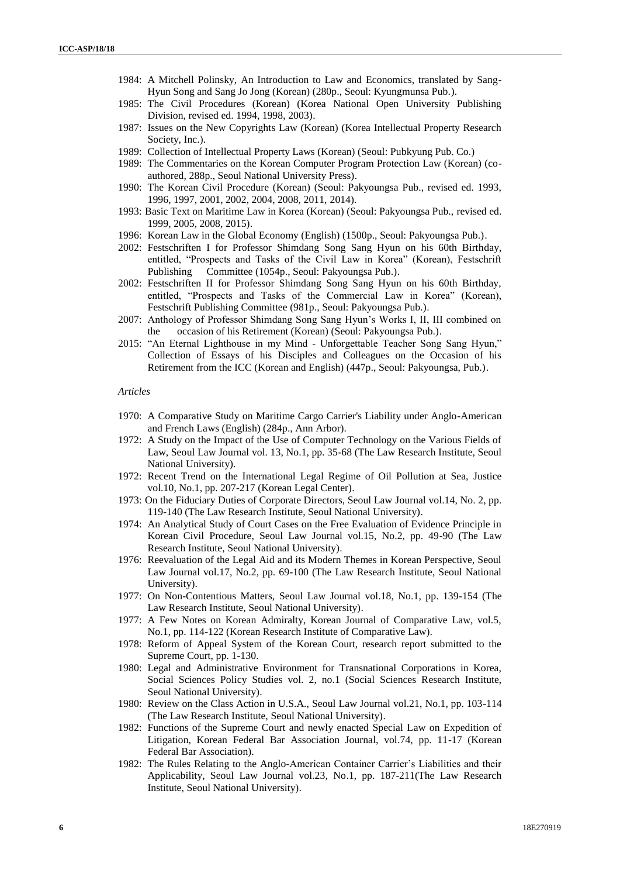- 1984: A Mitchell Polinsky, An Introduction to Law and Economics, translated by Sang-Hyun Song and Sang Jo Jong (Korean) (280p., Seoul: Kyungmunsa Pub.).
- 1985: The Civil Procedures (Korean) (Korea National Open University Publishing Division, revised ed. 1994, 1998, 2003).
- 1987: Issues on the New Copyrights Law (Korean) (Korea Intellectual Property Research Society, Inc.).
- 1989: Collection of Intellectual Property Laws (Korean) (Seoul: Pubkyung Pub. Co.)
- 1989: The Commentaries on the Korean Computer Program Protection Law (Korean) (co-authored, 288p., Seoul National University Press).
- 1990: The Korean Civil Procedure (Korean) (Seoul: Pakyoungsa Pub., revised ed. 1993, 1996, 1997, 2001, 2002, 2004, 2008, 2011, 2014).
- 1993: Basic Text on Maritime Law in Korea (Korean) (Seoul: Pakyoungsa Pub., revised ed. 1999, 2005, 2008, 2015).
- 1996: Korean Law in the Global Economy (English) (1500p., Seoul: Pakyoungsa Pub.).
- 2002: Festschriften I for Professor Shimdang Song Sang Hyun on his 60th Birthday, entitled, "Prospects and Tasks of the Civil Law in Korea" (Korean), Festschrift Publishing Committee (1054p., Seoul: Pakyoungsa Pub.).
- 2002: Festschriften II for Professor Shimdang Song Sang Hyun on his 60th Birthday, entitled, "Prospects and Tasks of the Commercial Law in Korea" (Korean), Festschrift Publishing Committee (981p., Seoul: Pakyoungsa Pub.).
- 2007: Anthology of Professor Shimdang Song Sang Hyun's Works I, II, III combined on the occasion of his Retirement (Korean) (Seoul: Pakyoungsa Pub.).
- 2015: "An Eternal Lighthouse in my Mind - Unforgettable Teacher Song Sang Hyun," Collection of Essays of his Disciples and Colleagues on the Occasion of his Retirement from the ICC (Korean and English) (447p., Seoul: Pakyoungsa, Pub.).

*Articles*

- 1970: A Comparative Study on Maritime Cargo Carrier's Liability under Anglo-American and French Laws (English) (284p., Ann Arbor).
- 1972: A Study on the Impact of the Use of Computer Technology on the Various Fields of Law, Seoul Law Journal vol. 13, No.1, pp. 35-68 (The Law Research Institute, Seoul National University).
- 1972: Recent Trend on the International Legal Regime of Oil Pollution at Sea, Justice vol.10, No.1, pp. 207-217 (Korean Legal Center).
- 1973: On the Fiduciary Duties of Corporate Directors, Seoul Law Journal vol.14, No. 2, pp. 119-140 (The Law Research Institute, Seoul National University).
- 1974: An Analytical Study of Court Cases on the Free Evaluation of Evidence Principle in Korean Civil Procedure, Seoul Law Journal vol.15, No.2, pp. 49-90 (The Law Research Institute, Seoul National University).
- 1976: Reevaluation of the Legal Aid and its Modern Themes in Korean Perspective, Seoul Law Journal vol.17, No.2, pp. 69-100 (The Law Research Institute, Seoul National University).
- 1977: On Non-Contentious Matters, Seoul Law Journal vol.18, No.1, pp. 139-154 (The Law Research Institute, Seoul National University).
- 1977: A Few Notes on Korean Admiralty, Korean Journal of Comparative Law, vol.5, No.1, pp. 114-122 (Korean Research Institute of Comparative Law).
- 1978: Reform of Appeal System of the Korean Court, research report submitted to the Supreme Court, pp. 1-130.
- 1980: Legal and Administrative Environment for Transnational Corporations in Korea, Social Sciences Policy Studies vol. 2, no.1 (Social Sciences Research Institute, Seoul National University).
- 1980: Review on the Class Action in U.S.A., Seoul Law Journal vol.21, No.1, pp. 103-114 (The Law Research Institute, Seoul National University).
- 1982: Functions of the Supreme Court and newly enacted Special Law on Expedition of Litigation, Korean Federal Bar Association Journal, vol.74, pp. 11-17 (Korean Federal Bar Association).
- 1982: The Rules Relating to the Anglo-American Container Carrier's Liabilities and their Applicability, Seoul Law Journal vol.23, No.1, pp. 187-211(The Law Research Institute, Seoul National University).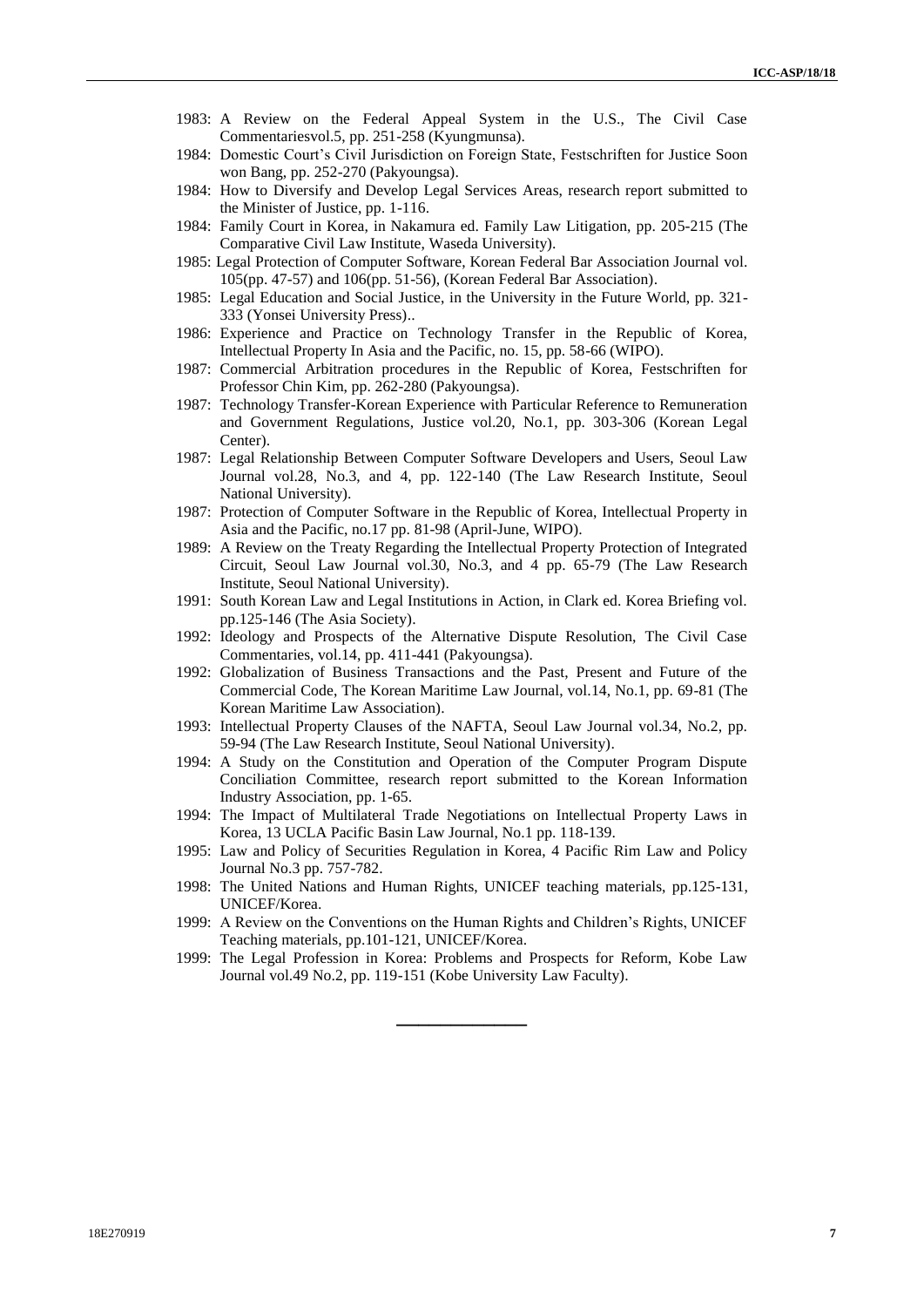- 1983: A Review on the Federal Appeal System in the U.S., The Civil Case Commentariesvol.5, pp. 251-258 (Kyungmunsa).
- 1984: Domestic Court's Civil Jurisdiction on Foreign State, Festschriften for Justice Soon won Bang, pp. 252-270 (Pakyoungsa).
- 1984: How to Diversify and Develop Legal Services Areas, research report submitted to the Minister of Justice, pp. 1-116.
- 1984: Family Court in Korea, in Nakamura ed. Family Law Litigation, pp. 205-215 (The Comparative Civil Law Institute, Waseda University).
- 1985: Legal Protection of Computer Software, Korean Federal Bar Association Journal vol. 105(pp. 47-57) and 106(pp. 51-56), (Korean Federal Bar Association).
- 1985: Legal Education and Social Justice, in the University in the Future World, pp. 321-333 (Yonsei University Press)..
- 1986: Experience and Practice on Technology Transfer in the Republic of Korea, Intellectual Property In Asia and the Pacific, no. 15, pp. 58-66 (WIPO).
- 1987: Commercial Arbitration procedures in the Republic of Korea, Festschriften for Professor Chin Kim, pp. 262-280 (Pakyoungsa).
- 1987: Technology Transfer-Korean Experience with Particular Reference to Remuneration and Government Regulations, Justice vol.20, No.1, pp. 303-306 (Korean Legal Center).
- 1987: Legal Relationship Between Computer Software Developers and Users, Seoul Law Journal vol.28, No.3, and 4, pp. 122-140 (The Law Research Institute, Seoul National University).
- 1987: Protection of Computer Software in the Republic of Korea, Intellectual Property in Asia and the Pacific, no.17 pp. 81-98 (April-June, WIPO).
- 1989: A Review on the Treaty Regarding the Intellectual Property Protection of Integrated Circuit, Seoul Law Journal vol.30, No.3, and 4 pp. 65-79 (The Law Research Institute, Seoul National University).
- 1991: South Korean Law and Legal Institutions in Action, in Clark ed. Korea Briefing vol. pp.125-146 (The Asia Society).
- 1992: Ideology and Prospects of the Alternative Dispute Resolution, The Civil Case Commentaries, vol.14, pp. 411-441 (Pakyoungsa).
- 1992: Globalization of Business Transactions and the Past, Present and Future of the Commercial Code, The Korean Maritime Law Journal, vol.14, No.1, pp. 69-81 (The Korean Maritime Law Association).
- 1993: Intellectual Property Clauses of the NAFTA, Seoul Law Journal vol.34, No.2, pp. 59-94 (The Law Research Institute, Seoul National University).
- 1994: A Study on the Constitution and Operation of the Computer Program Dispute Conciliation Committee, research report submitted to the Korean Information Industry Association, pp. 1-65.
- 1994: The Impact of Multilateral Trade Negotiations on Intellectual Property Laws in Korea, 13 UCLA Pacific Basin Law Journal, No.1 pp. 118-139.
- 1995: Law and Policy of Securities Regulation in Korea, 4 Pacific Rim Law and Policy Journal No.3 pp. 757-782.
- 1998: The United Nations and Human Rights, UNICEF teaching materials, pp.125-131, UNICEF/Korea.
- 1999: A Review on the Conventions on the Human Rights and Children's Rights, UNICEF Teaching materials, pp.101-121, UNICEF/Korea.
- 1999: The Legal Profession in Korea: Problems and Prospects for Reform, Kobe Law Journal vol.49 No.2, pp. 119-151 (Kobe University Law Faculty).

---